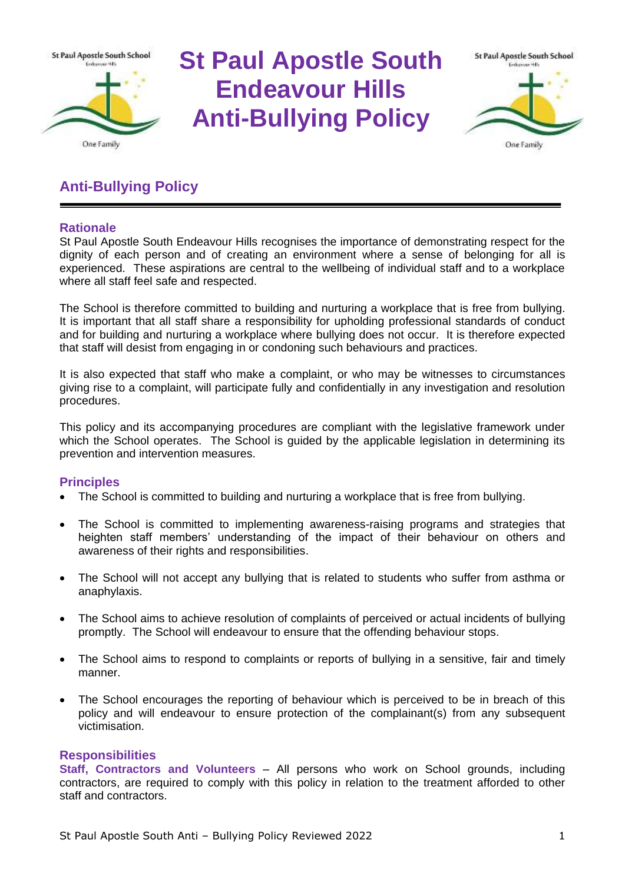# St Paul Apostle South Endeavour Hills Anti-Bullying Policy

## Anti-Bullying Policy

### Rationale

St Paul Apostle South Endeavour Hills recognises the importance of demonstrating respect for the dignity of each person and of creating an environment where a sense of belonging for all is experienced. These aspirations are central to the wellbeing of individual staff and to a workplace where all staff feel safe and respected.

The School is therefore committed to building and nurturing a workplace that is free from bullying. It is important that all staff share a responsibility for upholding professional standards of conduct and for building and nurturing a workplace where bullying does not occur. It is therefore expected that staff will desist from engaging in or condoning such behaviours and practices.

It is also expected that staff who make a complaint, or who may be witnesses to circumstances giving rise to a complaint, will participate fully and confidentially in any investigation and resolution procedures.

This policy and its accompanying procedures are compliant with the legislative framework under which the School operates. The School is guided by the applicable legislation in determining its prevention and intervention measures.

### Principles

- The School is committed to building and nurturing a workplace that is free from bullying.
- The School is committed to implementing awareness-raising programs and strategies that heighten staff members' understanding of the impact of their behaviour on others and awareness of their rights and responsibilities.
- The School will not accept any bullying that is related to students who suffer from asthma or anaphylaxis.
- The School aims to achieve resolution of complaints of perceived or actual incidents of bullying promptly. The School will endeavour to ensure that the offending behaviour stops.
- The School aims to respond to complaints or reports of bullying in a sensitive, fair and timely manner.
- The School encourages the reporting of behaviour which is perceived to be in breach of this policy and will endeavour to ensure protection of the complainant(s) from any subsequent victimisation.

### Responsibilities

**Staff, Contractors and Volunteers** – All persons who work on School grounds, including contractors, are required to comply with this policy in relation to the treatment afforded to other staff and contractors.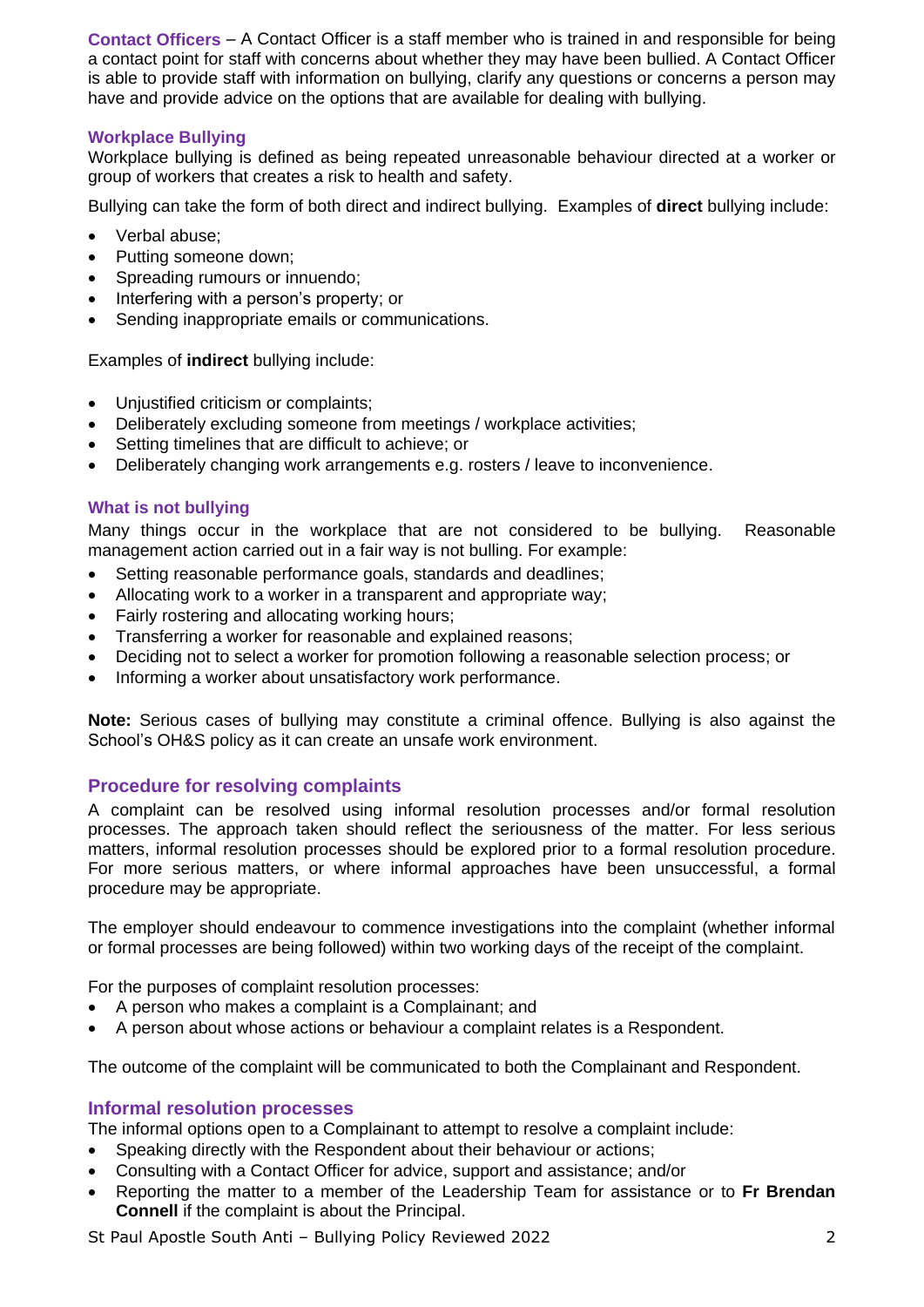**Contact Officers** – A Contact Officer is a staff member who is trained in and responsible for being a contact point for staff with concerns about whether they may have been bullied. A Contact Officer is able to provide staff with information on bullying, clarify any questions or concerns a person may have and provide advice on the options that are available for dealing with bullying.

### Workplace Bullying

Workplace bullying is defined as being repeated unreasonable behaviour directed at a worker or group of workers that creates a risk to health and safety.

Bullying can take the form of both direct and indirect bullying. Examples of **direct** bullying include:

- Verbal abuse;
- Putting someone down;
- Spreading rumours or innuendo;
- Interfering with a person's property; or
- Sending inappropriate emails or communications.

Examples of **indirect** bullying include:

- Unjustified criticism or complaints;
- Deliberately excluding someone from meetings / workplace activities;
- Setting timelines that are difficult to achieve; or
- Deliberately changing work arrangements e.g. rosters / leave to inconvenience.

### What is not bullying

Many things occur in the workplace that are not considered to be bullying. Reasonable management action carried out in a fair way is not bulling. For example:

- Setting reasonable performance goals, standards and deadlines;
- Allocating work to a worker in a transparent and appropriate way;
- Fairly rostering and allocating working hours;
- Transferring a worker for reasonable and explained reasons;
- Deciding not to select a worker for promotion following a reasonable selection process; or
- Informing a worker about unsatisfactory work performance.

**Note:** Serious cases of bullying may constitute a criminal offence. Bullying is also against the School's OH&S policy as it can create an unsafe work environment.

## Procedure for resolving complaints

A complaint can be resolved using informal resolution processes and/or formal resolution processes. The approach taken should reflect the seriousness of the matter. For less serious matters, informal resolution processes should be explored prior to a formal resolution procedure. For more serious matters, or where informal approaches have been unsuccessful, a formal procedure may be appropriate.

The employer should endeavour to commence investigations into the complaint (whether informal or formal processes are being followed) within two working days of the receipt of the complaint.

For the purposes of complaint resolution processes:

- A person who makes a complaint is a Complainant; and
- A person about whose actions or behaviour a complaint relates is a Respondent.

The outcome of the complaint will be communicated to both the Complainant and Respondent.

## Informal resolution processes

The informal options open to a Complainant to attempt to resolve a complaint include:

- Speaking directly with the Respondent about their behaviour or actions;
- Consulting with a Contact Officer for advice, support and assistance; and/or
- Reporting the matter to a member of the Leadership Team for assistance or to **Fr Brendan Connell** if the complaint is about the Principal.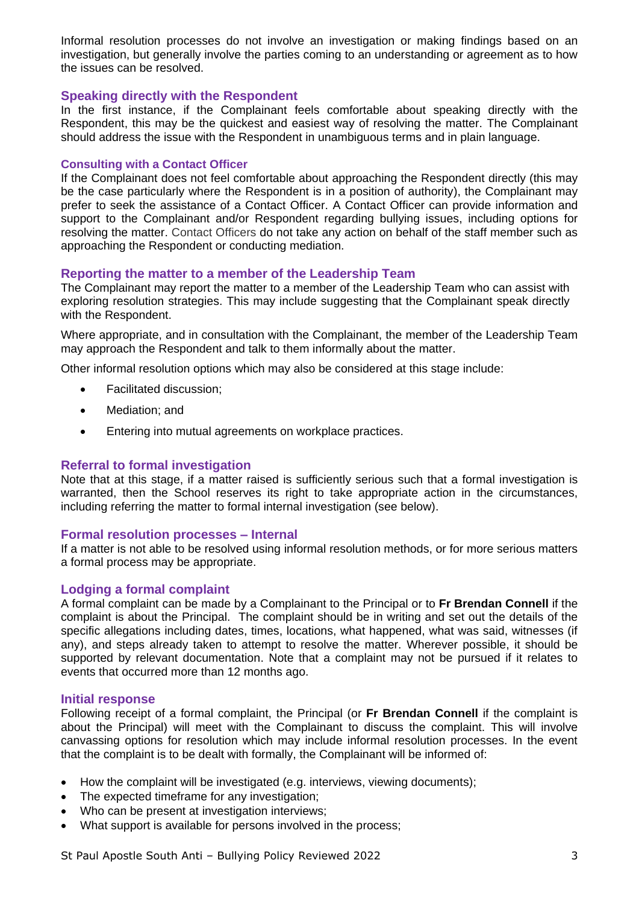Informal resolution processes do not involve an investigation or making findings based on an investigation, but generally involve the parties coming to an understanding or agreement as to how the issues can be resolved.

## Speaking directly with the Respondent

In the first instance, if the Complainant feels comfortable about speaking directly with the Respondent, this may be the quickest and easiest way of resolving the matter. The Complainant should address the issue with the Respondent in unambiguous terms and in plain language.

### Consulting with a Contact Officer

If the Complainant does not feel comfortable about approaching the Respondent directly (this may be the case particularly where the Respondent is in a position of authority), the Complainant may prefer to seek the assistance of a Contact Officer. A Contact Officer can provide information and support to the Complainant and/or Respondent regarding bullying issues, including options for resolving the matter. Contact Officers do not take any action on behalf of the staff member such as approaching the Respondent or conducting mediation.

## Reporting the matter to a member of the Leadership Team

The Complainant may report the matter to a member of the Leadership Team who can assist with exploring resolution strategies. This may include suggesting that the Complainant speak directly with the Respondent.

Where appropriate, and in consultation with the Complainant, the member of the Leadership Team may approach the Respondent and talk to them informally about the matter.

Other informal resolution options which may also be considered at this stage include:

- Facilitated discussion;
- Mediation; and
- Entering into mutual agreements on workplace practices.

## Referral to formal investigation

Note that at this stage, if a matter raised is sufficiently serious such that a formal investigation is warranted, then the School reserves its right to take appropriate action in the circumstances, including referring the matter to formal internal investigation (see below).

## Formal resolution processes – Internal

If a matter is not able to be resolved using informal resolution methods, or for more serious matters a formal process may be appropriate.

## Lodging a formal complaint

A formal complaint can be made by a Complainant to the Principal or to **Fr Brendan Connell** if the complaint is about the Principal. The complaint should be in writing and set out the details of the specific allegations including dates, times, locations, what happened, what was said, witnesses (if any), and steps already taken to attempt to resolve the matter. Wherever possible, it should be supported by relevant documentation. Note that a complaint may not be pursued if it relates to events that occurred more than 12 months ago.

## Initial response

Following receipt of a formal complaint, the Principal (or **Fr Brendan Connell** if the complaint is about the Principal) will meet with the Complainant to discuss the complaint. This will involve canvassing options for resolution which may include informal resolution processes. In the event that the complaint is to be dealt with formally, the Complainant will be informed of:

- How the complaint will be investigated (e.g. interviews, viewing documents);
- The expected timeframe for any investigation;
- Who can be present at investigation interviews;
- What support is available for persons involved in the process;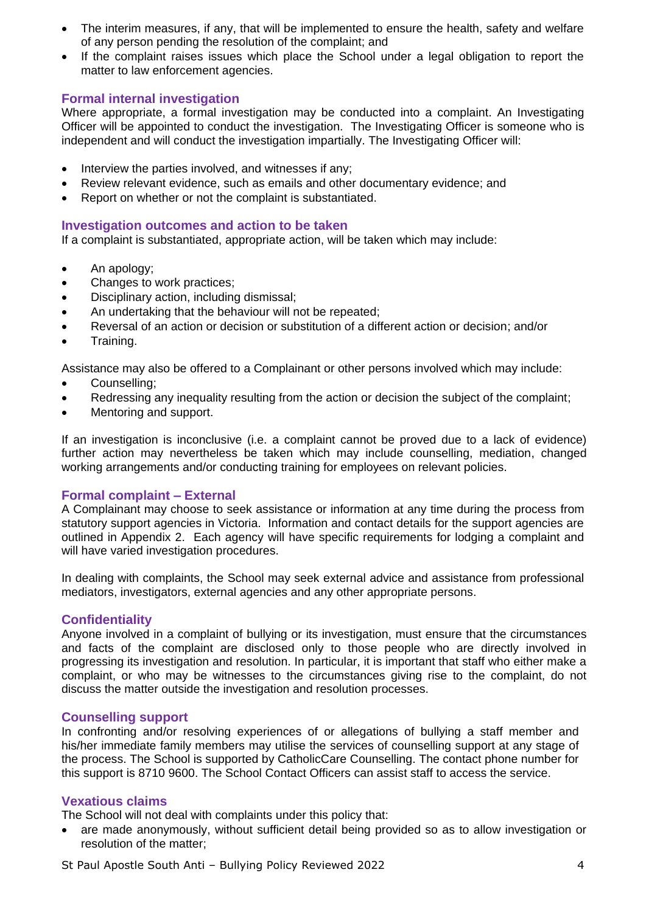- The interim measures, if any, that will be implemented to ensure the health, safety and welfare of any person pending the resolution of the complaint; and
- If the complaint raises issues which place the School under a legal obligation to report the matter to law enforcement agencies.

### Formal internal investigation

Where appropriate, a formal investigation may be conducted into a complaint. An Investigating Officer will be appointed to conduct the investigation. The Investigating Officer is someone who is independent and will conduct the investigation impartially. The Investigating Officer will:

- Interview the parties involved, and witnesses if any;
- Review relevant evidence, such as emails and other documentary evidence; and
- Report on whether or not the complaint is substantiated.

### Investigation outcomes and action to be taken

If a complaint is substantiated, appropriate action, will be taken which may include:

- An apology;
- Changes to work practices;
- Disciplinary action, including dismissal;
- An undertaking that the behaviour will not be repeated;
- Reversal of an action or decision or substitution of a different action or decision; and/or
- Training.

Assistance may also be offered to a Complainant or other persons involved which may include:

- Counselling;
- Redressing any inequality resulting from the action or decision the subject of the complaint;
- Mentoring and support.

If an investigation is inconclusive (i.e. a complaint cannot be proved due to a lack of evidence) further action may nevertheless be taken which may include counselling, mediation, changed working arrangements and/or conducting training for employees on relevant policies.

### Formal complaint – External

A Complainant may choose to seek assistance or information at any time during the process from statutory support agencies in Victoria. Information and contact details for the support agencies are outlined in Appendix 2. Each agency will have specific requirements for lodging a complaint and will have varied investigation procedures.

In dealing with complaints, the School may seek external advice and assistance from professional mediators, investigators, external agencies and any other appropriate persons.

### Confidentiality

Anyone involved in a complaint of bullying or its investigation, must ensure that the circumstances and facts of the complaint are disclosed only to those people who are directly involved in progressing its investigation and resolution. In particular, it is important that staff who either make a complaint, or who may be witnesses to the circumstances giving rise to the complaint, do not discuss the matter outside the investigation and resolution processes.

### Counselling support

In confronting and/or resolving experiences of or allegations of bullying a staff member and his/her immediate family members may utilise the services of counselling support at any stage of the process. The School is supported by CatholicCare Counselling. The contact phone number for this support is 8710 9600. The School Contact Officers can assist staff to access the service.

### Vexatious claims

The School will not deal with complaints under this policy that:

- are made anonymously, without sufficient detail being provided so as to allow investigation or resolution of the matter;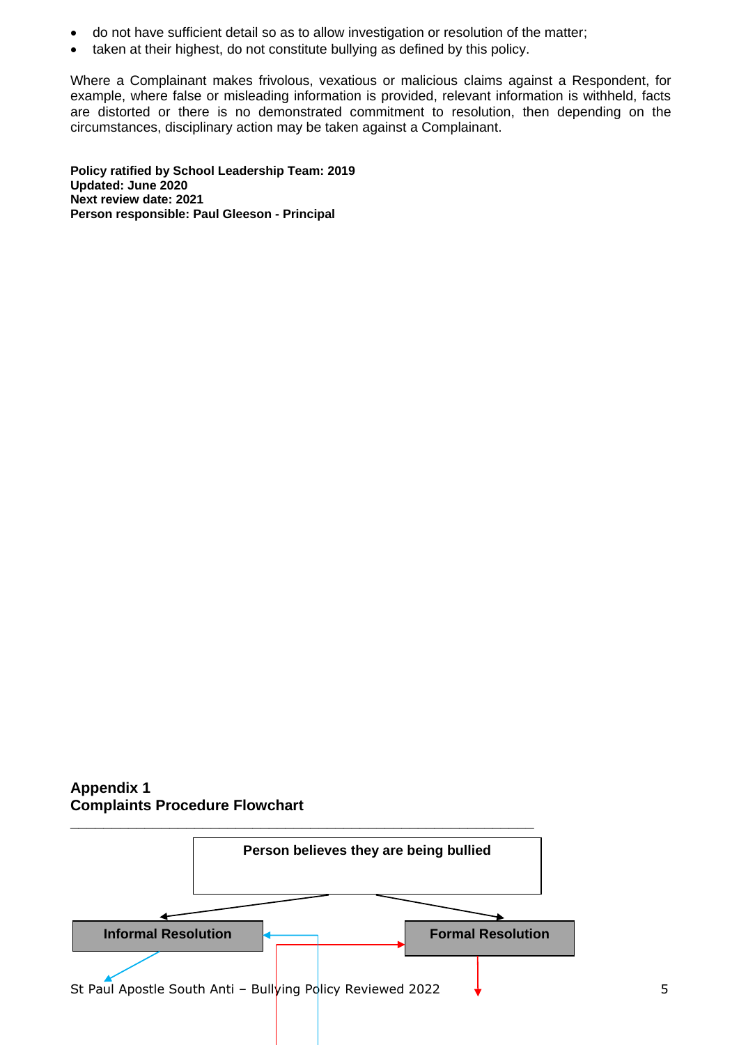- do not have sufficient detail so as to allow investigation or resolution of the matter;
- taken at their highest, do not constitute bullying as defined by this policy.

Where a Complainant makes frivolous, vexatious or malicious claims against a Respondent, for example, where false or misleading information is provided, relevant information is withheld, facts are distorted or there is no demonstrated commitment to resolution, then depending on the circumstances, disciplinary action may be taken against a Complainant.

**Policy ratified by School Leadership Team: 2019**
**Updated: June 2020**
**Next review date: 2021**
**Person responsible: Paul Gleeson - Principal**

## Appendix 1
## Complaints Procedure Flowchart

**Person believes they are being bullied**

**Informal Resolution**

**Formal Resolution**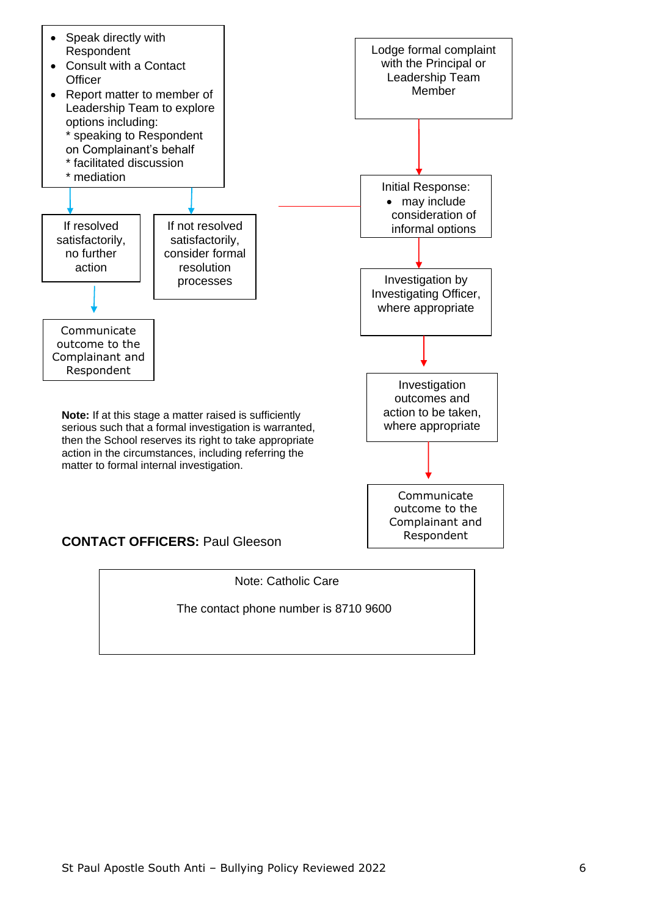- Speak directly with Respondent
- Consult with a Contact Officer
- Report matter to member of Leadership Team to explore options including:
  * speaking to Respondent on Complainant's behalf
  * facilitated discussion
  * mediation

If resolved satisfactorily, no further action

Communicate outcome to the Complainant and Respondent

If not resolved satisfactorily, consider formal resolution processes

Lodge formal complaint with the Principal or Leadership Team Member

Initial Response:
- may include consideration of informal options

Investigation by Investigating Officer, where appropriate

Investigation outcomes and action to be taken, where appropriate

Communicate outcome to the Complainant and Respondent

**Note:** If at this stage a matter raised is sufficiently serious such that a formal investigation is warranted, then the School reserves its right to take appropriate action in the circumstances, including referring the matter to formal internal investigation.

**CONTACT OFFICERS:** Paul Gleeson

Note: Catholic Care

The contact phone number is 8710 9600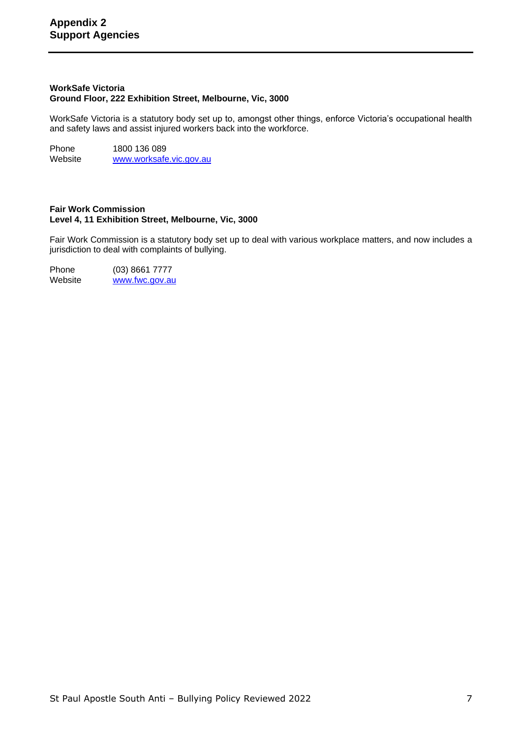# Appendix 2
# Support Agencies

**WorkSafe Victoria**
**Ground Floor, 222 Exhibition Street, Melbourne, Vic, 3000**

WorkSafe Victoria is a statutory body set up to, amongst other things, enforce Victoria's occupational health and safety laws and assist injured workers back into the workforce.

| | |
|---|---|
| Phone | 1800 136 089 |
| Website | www.worksafe.vic.gov.au |

**Fair Work Commission**
**Level 4, 11 Exhibition Street, Melbourne, Vic, 3000**

Fair Work Commission is a statutory body set up to deal with various workplace matters, and now includes a jurisdiction to deal with complaints of bullying.

| | |
|---|---|
| Phone | (03) 8661 7777 |
| Website | www.fwc.gov.au |